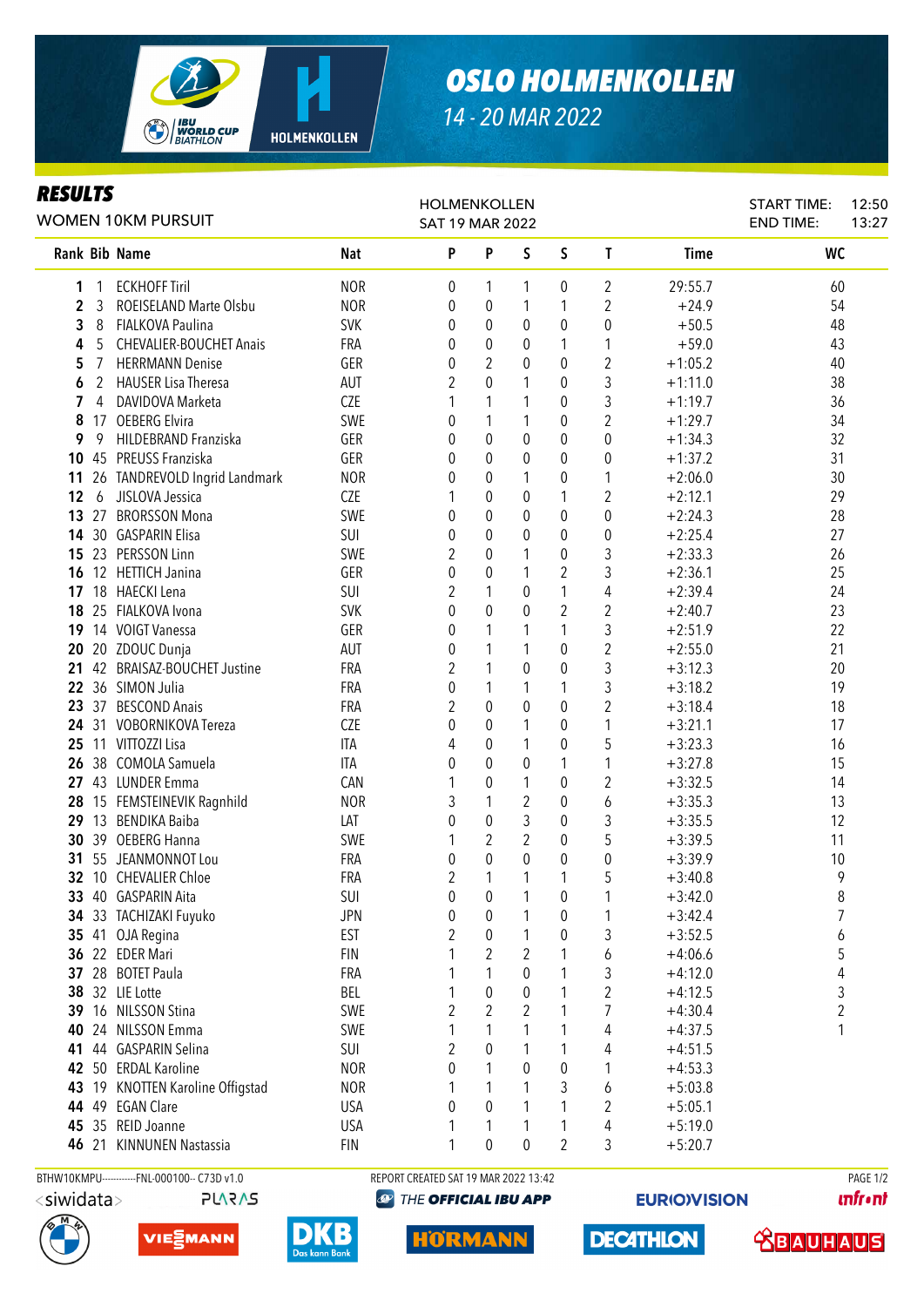# OSLO HOLMENKOLLEN

14 - 20 MAR 2022

## RESULTS

WOMEN 10KM PURSUIT

HOLMENKOLLEN
SAT 19 MAR 2022

START TIME: 12:50
END TIME: 13:27

| Rank | Bib | Name | Nat | P | P | S | S | T | Time | WC |
|---|---|---|---|---|---|---|---|---|---|---|
| 1 | 1 | ECKHOFF Tiril | NOR | 0 | 1 | 1 | 0 | 2 | 29:55.7 | 60 |
| 2 | 3 | ROEISELAND Marte Olsbu | NOR | 0 | 0 | 1 | 1 | 2 | +24.9 | 54 |
| 3 | 8 | FIALKOVA Paulina | SVK | 0 | 0 | 0 | 0 | 0 | +50.5 | 48 |
| 4 | 5 | CHEVALIER-BOUCHET Anais | FRA | 0 | 0 | 0 | 1 | 1 | +59.0 | 43 |
| 5 | 7 | HERRMANN Denise | GER | 0 | 2 | 0 | 0 | 2 | +1:05.2 | 40 |
| 6 | 2 | HAUSER Lisa Theresa | AUT | 2 | 0 | 1 | 0 | 3 | +1:11.0 | 38 |
| 7 | 4 | DAVIDOVA Marketa | CZE | 1 | 1 | 1 | 0 | 3 | +1:19.7 | 36 |
| 8 | 17 | OEBERG Elvira | SWE | 0 | 1 | 1 | 0 | 2 | +1:29.7 | 34 |
| 9 | 9 | HILDEBRAND Franziska | GER | 0 | 0 | 0 | 0 | 0 | +1:34.3 | 32 |
| 10 | 45 | PREUSS Franziska | GER | 0 | 0 | 0 | 0 | 0 | +1:37.2 | 31 |
| 11 | 26 | TANDREVOLD Ingrid Landmark | NOR | 0 | 0 | 1 | 0 | 1 | +2:06.0 | 30 |
| 12 | 6 | JISLOVA Jessica | CZE | 1 | 0 | 0 | 1 | 2 | +2:12.1 | 29 |
| 13 | 27 | BRORSSON Mona | SWE | 0 | 0 | 0 | 0 | 0 | +2:24.3 | 28 |
| 14 | 30 | GASPARIN Elisa | SUI | 0 | 0 | 0 | 0 | 0 | +2:25.4 | 27 |
| 15 | 23 | PERSSON Linn | SWE | 2 | 0 | 1 | 0 | 3 | +2:33.3 | 26 |
| 16 | 12 | HETTICH Janina | GER | 0 | 0 | 1 | 2 | 3 | +2:36.1 | 25 |
| 17 | 18 | HAECKI Lena | SUI | 2 | 1 | 0 | 1 | 4 | +2:39.4 | 24 |
| 18 | 25 | FIALKOVA Ivona | SVK | 0 | 0 | 0 | 2 | 2 | +2:40.7 | 23 |
| 19 | 14 | VOIGT Vanessa | GER | 0 | 1 | 1 | 1 | 3 | +2:51.9 | 22 |
| 20 | 20 | ZDOUC Dunja | AUT | 0 | 1 | 1 | 0 | 2 | +2:55.0 | 21 |
| 21 | 42 | BRAISAZ-BOUCHET Justine | FRA | 2 | 1 | 0 | 0 | 3 | +3:12.3 | 20 |
| 22 | 36 | SIMON Julia | FRA | 0 | 1 | 1 | 1 | 3 | +3:18.2 | 19 |
| 23 | 37 | BESCOND Anais | FRA | 2 | 0 | 0 | 0 | 2 | +3:18.4 | 18 |
| 24 | 31 | VOBORNIKOVA Tereza | CZE | 0 | 0 | 1 | 0 | 1 | +3:21.1 | 17 |
| 25 | 11 | VITTOZZI Lisa | ITA | 4 | 0 | 1 | 0 | 5 | +3:23.3 | 16 |
| 26 | 38 | COMOLA Samuela | ITA | 0 | 0 | 0 | 1 | 1 | +3:27.8 | 15 |
| 27 | 43 | LUNDER Emma | CAN | 1 | 0 | 1 | 0 | 2 | +3:32.5 | 14 |
| 28 | 15 | FEMSTEINEVIK Ragnhild | NOR | 3 | 1 | 2 | 0 | 6 | +3:35.3 | 13 |
| 29 | 13 | BENDIKA Baiba | LAT | 0 | 0 | 3 | 0 | 3 | +3:35.5 | 12 |
| 30 | 39 | OEBERG Hanna | SWE | 1 | 2 | 2 | 0 | 5 | +3:39.5 | 11 |
| 31 | 55 | JEANMONNOT Lou | FRA | 0 | 0 | 0 | 0 | 0 | +3:39.9 | 10 |
| 32 | 10 | CHEVALIER Chloe | FRA | 2 | 1 | 1 | 1 | 5 | +3:40.8 | 9 |
| 33 | 40 | GASPARIN Aita | SUI | 0 | 0 | 1 | 0 | 1 | +3:42.0 | 8 |
| 34 | 33 | TACHIZAKI Fuyuko | JPN | 0 | 0 | 1 | 0 | 1 | +3:42.4 | 7 |
| 35 | 41 | OJA Regina | EST | 2 | 0 | 1 | 0 | 3 | +3:52.5 | 6 |
| 36 | 22 | EDER Mari | FIN | 1 | 2 | 2 | 1 | 6 | +4:06.6 | 5 |
| 37 | 28 | BOTET Paula | FRA | 1 | 1 | 0 | 1 | 3 | +4:12.0 | 4 |
| 38 | 32 | LIE Lotte | BEL | 1 | 0 | 0 | 1 | 2 | +4:12.5 | 3 |
| 39 | 16 | NILSSON Stina | SWE | 2 | 2 | 2 | 1 | 7 | +4:30.4 | 2 |
| 40 | 24 | NILSSON Emma | SWE | 1 | 1 | 1 | 1 | 4 | +4:37.5 | 1 |
| 41 | 44 | GASPARIN Selina | SUI | 2 | 0 | 1 | 1 | 4 | +4:51.5 | |
| 42 | 50 | ERDAL Karoline | NOR | 0 | 1 | 0 | 0 | 1 | +4:53.3 | |
| 43 | 19 | KNOTTEN Karoline Offigstad | NOR | 1 | 1 | 1 | 3 | 6 | +5:03.8 | |
| 44 | 49 | EGAN Clare | USA | 0 | 0 | 1 | 1 | 2 | +5:05.1 | |
| 45 | 35 | REID Joanne | USA | 1 | 1 | 1 | 1 | 4 | +5:19.0 | |
| 46 | 21 | KINNUNEN Nastassia | FIN | 1 | 0 | 0 | 2 | 3 | +5:20.7 | |

BTHW10KMPU-----------FNL-000100-- C73D v1.0 REPORT CREATED SAT 19 MAR 2022 13:42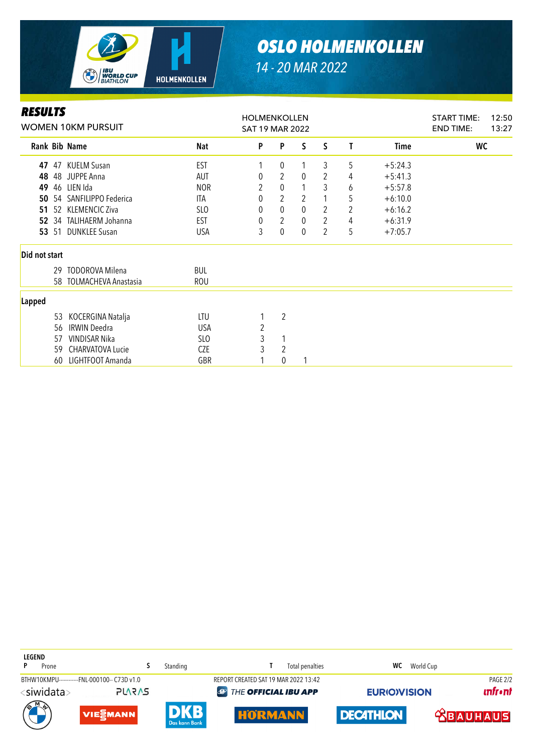# OSLO HOLMENKOLLEN

*14 - 20 MAR 2022*

## RESULTS

WOMEN 10KM PURSUIT

HOLMENKOLLEN
SAT 19 MAR 2022

START TIME: 12:50
END TIME: 13:27

| Rank | Bib | Name | Nat | P | P | S | S | T | Time | WC |
|---|---|---|---|---|---|---|---|---|---|---|
| **47** | 47 | KUELM Susan | EST | 1 | 0 | 1 | 3 | 5 | +5:24.3 | |
| **48** | 48 | JUPPE Anna | AUT | 0 | 2 | 0 | 2 | 4 | +5:41.3 | |
| **49** | 46 | LIEN Ida | NOR | 2 | 0 | 1 | 3 | 6 | +5:57.8 | |
| **50** | 54 | SANFILIPPO Federica | ITA | 0 | 2 | 2 | 1 | 5 | +6:10.0 | |
| **51** | 52 | KLEMENCIC Ziva | SLO | 0 | 0 | 0 | 2 | 2 | +6:16.2 | |
| **52** | 34 | TALIHAERM Johanna | EST | 0 | 2 | 0 | 2 | 4 | +6:31.9 | |
| **53** | 51 | DUNKLEE Susan | USA | 3 | 0 | 0 | 2 | 5 | +7:05.7 | |

**Did not start**

| Bib | Name | Nat |
|---|---|---|
| 29 | TODOROVA Milena | BUL |
| 58 | TOLMACHEVA Anastasia | ROU |

**Lapped**

| Bib | Name | Nat | P | P | S |
|---|---|---|---|---|---|
| 53 | KOCERGINA Natalja | LTU | 1 | 2 | |
| 56 | IRWIN Deedra | USA | 2 | | |
| 57 | VINDISAR Nika | SLO | 3 | 1 | |
| 59 | CHARVATOVA Lucie | CZE | 3 | 2 | |
| 60 | LIGHTFOOT Amanda | GBR | 1 | 0 | 1 |

**LEGEND**
P Prone    S Standing    T Total penalties    WC World Cup

BTHW10KMPU------------FNL-000100-- C73D v1.0    REPORT CREATED SAT 19 MAR 2022 13:42